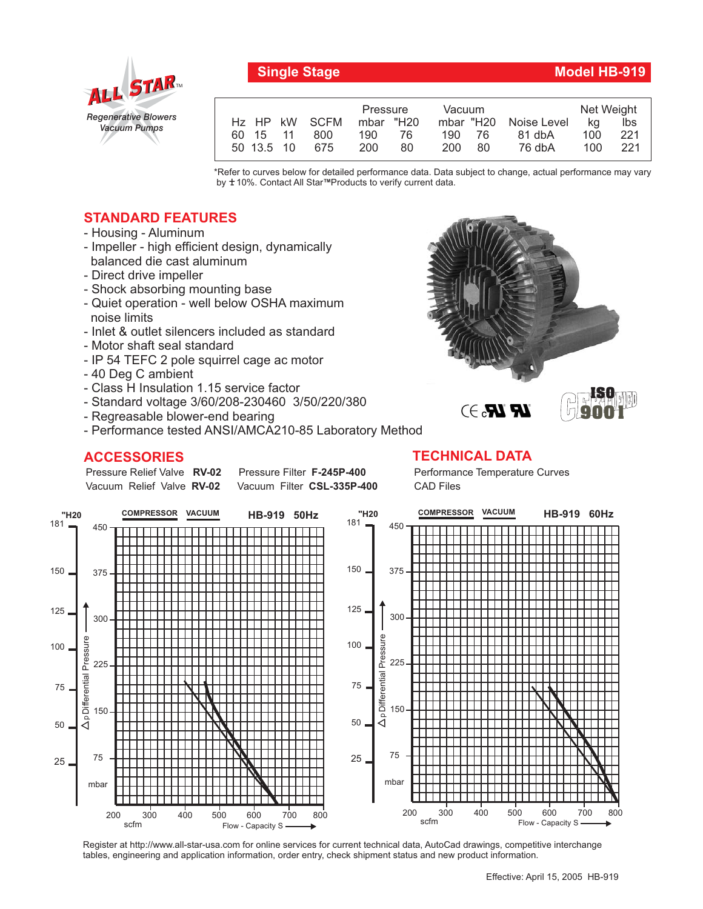**ALL STAR™**
*Regenerative Blowers*
*Vacuum Pumps*

## Single Stage — Model HB-919

| Hz | HP | kW | SCFM | Pressure mbar | Pressure "H20 | Vacuum mbar | Vacuum "H20 | Noise Level | Net Weight kg | Net Weight lbs |
|---|---|---|---|---|---|---|---|---|---|---|
| 60 | 15 | 11 | 800 | 190 | 76 | 190 | 76 | 81 dbA | 100 | 221 |
| 50 | 13.5 | 10 | 675 | 200 | 80 | 200 | 80 | 76 dbA | 100 | 221 |

*Refer to curves below for detailed performance data. Data subject to change, actual performance may vary by ± 10%. Contact All Star™Products to verify current data.

## STANDARD FEATURES

- Housing - Aluminum
- Impeller - high efficient design, dynamically balanced die cast aluminum
- Direct drive impeller
- Shock absorbing mounting base
- Quiet operation - well below OSHA maximum noise limits
- Inlet & outlet silencers included as standard
- Motor shaft seal standard
- IP 54 TEFC 2 pole squirrel cage ac motor
- 40 Deg C ambient
- Class H Insulation 1.15 service factor
- Standard voltage 3/60/208-230460 3/50/220/380
- Regreasable blower-end bearing
- Performance tested ANSI/AMCA210-85 Laboratory Method

CE cUL UL — ISO 9001 CERTIFIED

## ACCESSORIES

Pressure Relief Valve **RV-02**
Vacuum Relief Valve **RV-02**
Pressure Filter **F-245P-400**
Vacuum Filter **CSL-335P-400**

## TECHNICAL DATA

Performance Temperature Curves
CAD Files

**COMPRESSOR VACUUM HB-919 50Hz**

**COMPRESSOR VACUUM HB-919 60Hz**

(Charts: Δp Differential Pressure ("H20: 25–181; mbar: 75–450) vs. Flow - Capacity S (scfm: 200–800))

Register at http://www.all-star-usa.com for online services for current technical data, AutoCad drawings, competitive interchange tables, engineering and application information, order entry, check shipment status and new product information.

Effective: April 15, 2005 HB-919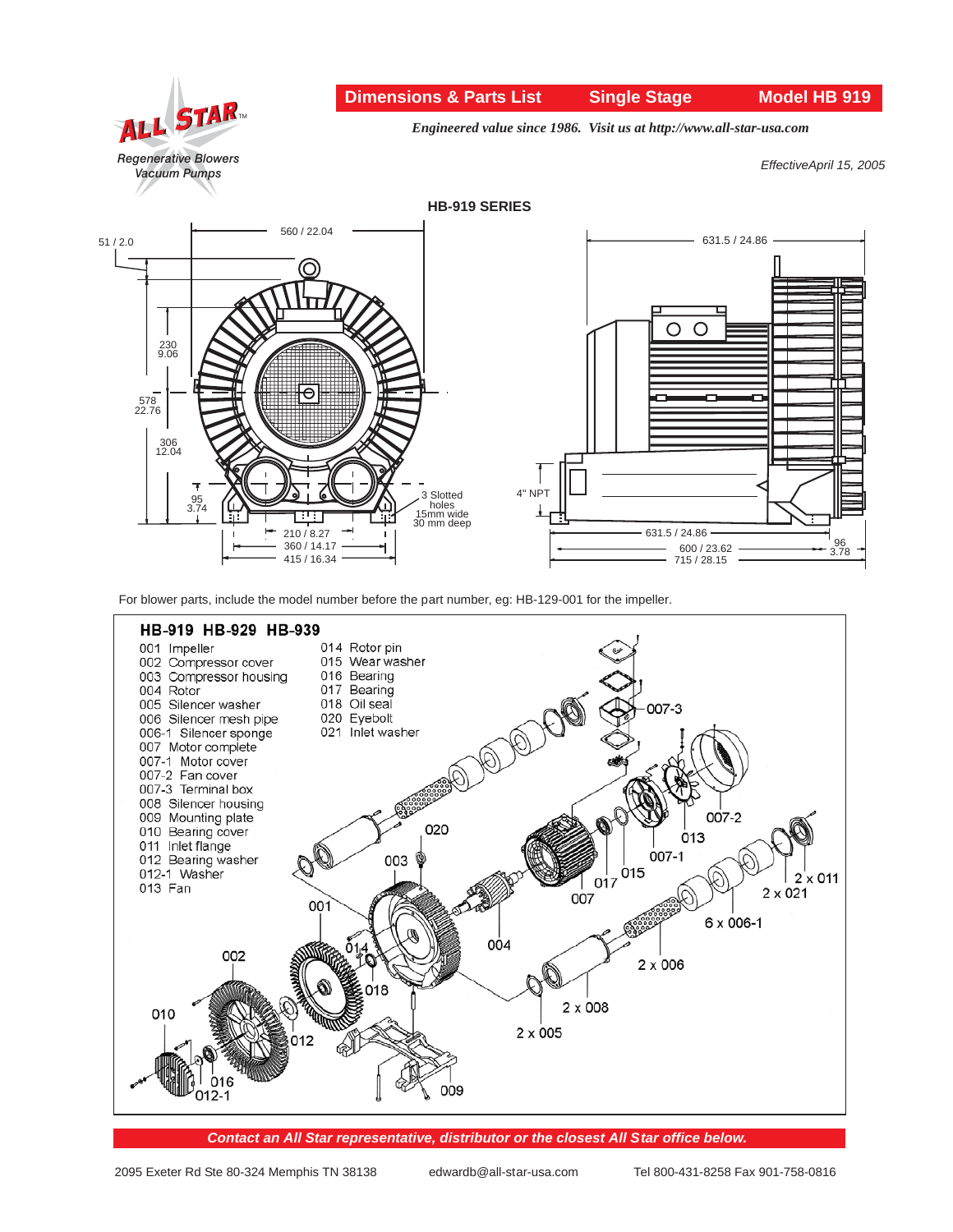ALL STAR™
Regenerative Blowers
Vacuum Pumps

## Dimensions & Parts List | Single Stage | Model HB 919

***Engineered value since 1986. Visit us at http://www.all-star-usa.com***

*EffectiveApril 15, 2005*

### HB-919 SERIES

51 / 2.0
560 / 22.04
230
9.06
578
22.76
306
12.04
95
3.74
3 Slotted holes 15mm wide 30 mm deep
210 / 8.27
360 / 14.17
415 / 16.34
631.5 / 24.86
4" NPT
631.5 / 24.86
600 / 23.62
715 / 28.15
96
3.78

For blower parts, include the model number before the part number, eg: HB-129-001 for the impeller.

### HB-919 HB-929 HB-939

- 001 Impeller
- 002 Compressor cover
- 003 Compressor housing
- 004 Rotor
- 005 Silencer washer
- 006 Silencer mesh pipe
- 006-1 Silencer sponge
- 007 Motor complete
- 007-1 Motor cover
- 007-2 Fan cover
- 007-3 Terminal box
- 008 Silencer housing
- 009 Mounting plate
- 010 Bearing cover
- 011 Inlet flange
- 012 Bearing washer
- 012-1 Washer
- 013 Fan
- 014 Rotor pin
- 015 Wear washer
- 016 Bearing
- 017 Bearing
- 018 Oil seal
- 020 Eyebolt
- 021 Inlet washer

007-3
007-2
013
020
007-1
003
017
015
2 x 011
007
2 x 021
001
6 x 006-1
004
014
002
018
2 x 006
010
2 x 008
012
2 x 005
016
012-1
009

***Contact an All Star representative, distributor or the closest All Star office below.***

2095 Exeter Rd Ste 80-324 Memphis TN 38138 | edwardb@all-star-usa.com | Tel 800-431-8258 Fax 901-758-0816